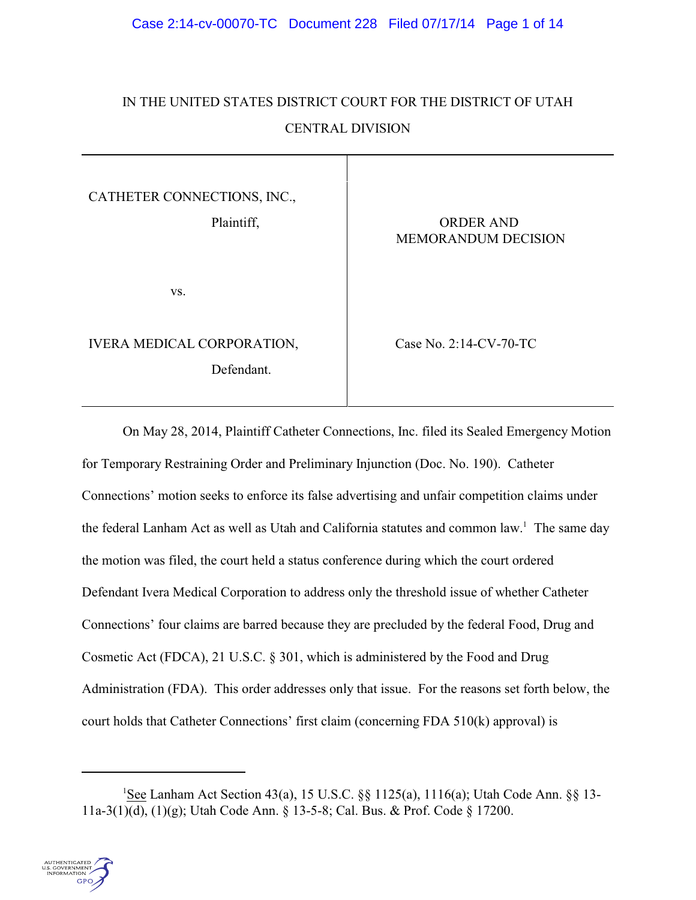IN THE UNITED STATES DISTRICT COURT FOR THE DISTRICT OF UTAH

CENTRAL DIVISION

| | |
|---|---|
| CATHETER CONNECTIONS, INC., Plaintiff, | ORDER AND MEMORANDUM DECISION |
| vs. | |
| IVERA MEDICAL CORPORATION, Defendant. | Case No. 2:14-CV-70-TC |

On May 28, 2014, Plaintiff Catheter Connections, Inc. filed its Sealed Emergency Motion for Temporary Restraining Order and Preliminary Injunction (Doc. No. 190). Catheter Connections' motion seeks to enforce its false advertising and unfair competition claims under the federal Lanham Act as well as Utah and California statutes and common law.[1] The same day the motion was filed, the court held a status conference during which the court ordered Defendant Ivera Medical Corporation to address only the threshold issue of whether Catheter Connections' four claims are barred because they are precluded by the federal Food, Drug and Cosmetic Act (FDCA), 21 U.S.C. § 301, which is administered by the Food and Drug Administration (FDA). This order addresses only that issue. For the reasons set forth below, the court holds that Catheter Connections' first claim (concerning FDA 510(k) approval) is

[1] See Lanham Act Section 43(a), 15 U.S.C. §§ 1125(a), 1116(a); Utah Code Ann. §§ 13-11a-3(1)(d), (1)(g); Utah Code Ann. § 13-5-8; Cal. Bus. & Prof. Code § 17200.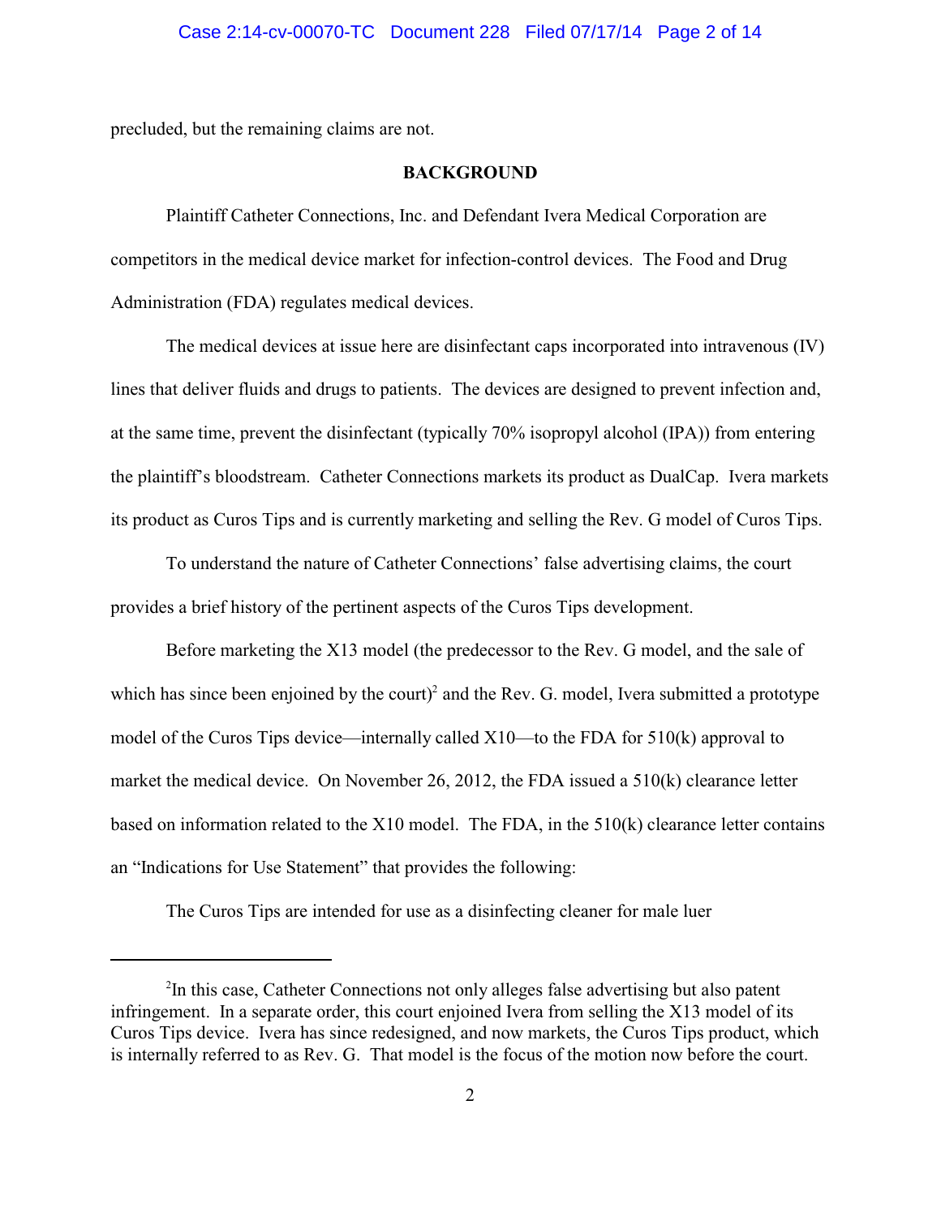precluded, but the remaining claims are not.

## BACKGROUND

Plaintiff Catheter Connections, Inc. and Defendant Ivera Medical Corporation are competitors in the medical device market for infection-control devices. The Food and Drug Administration (FDA) regulates medical devices.

The medical devices at issue here are disinfectant caps incorporated into intravenous (IV) lines that deliver fluids and drugs to patients. The devices are designed to prevent infection and, at the same time, prevent the disinfectant (typically 70% isopropyl alcohol (IPA)) from entering the plaintiff's bloodstream. Catheter Connections markets its product as DualCap. Ivera markets its product as Curos Tips and is currently marketing and selling the Rev. G model of Curos Tips.

To understand the nature of Catheter Connections' false advertising claims, the court provides a brief history of the pertinent aspects of the Curos Tips development.

Before marketing the X13 model (the predecessor to the Rev. G model, and the sale of which has since been enjoined by the court)[2] and the Rev. G. model, Ivera submitted a prototype model of the Curos Tips device—internally called X10—to the FDA for 510(k) approval to market the medical device. On November 26, 2012, the FDA issued a 510(k) clearance letter based on information related to the X10 model. The FDA, in the 510(k) clearance letter contains an "Indications for Use Statement" that provides the following:

The Curos Tips are intended for use as a disinfecting cleaner for male luer

---

[2]In this case, Catheter Connections not only alleges false advertising but also patent infringement. In a separate order, this court enjoined Ivera from selling the X13 model of its Curos Tips device. Ivera has since redesigned, and now markets, the Curos Tips product, which is internally referred to as Rev. G. That model is the focus of the motion now before the court.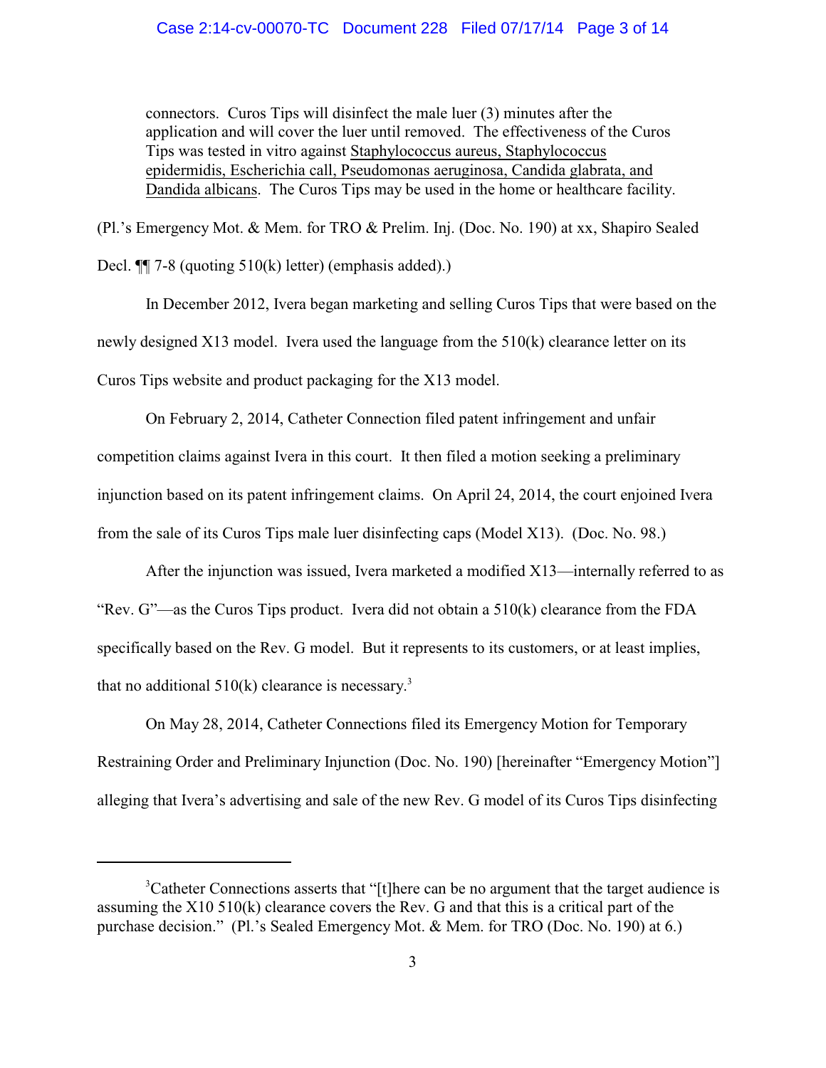> connectors. Curos Tips will disinfect the male luer (3) minutes after the application and will cover the luer until removed. The effectiveness of the Curos Tips was tested in vitro against <u>Staphylococcus aureus, Staphylococcus epidermidis, Escherichia call, Pseudomonas aeruginosa, Candida glabrata, and Dandida albicans</u>. The Curos Tips may be used in the home or healthcare facility.

(Pl.'s Emergency Mot. & Mem. for TRO & Prelim. Inj. (Doc. No. 190) at xx, Shapiro Sealed Decl. ¶¶ 7-8 (quoting 510(k) letter) (emphasis added).)

In December 2012, Ivera began marketing and selling Curos Tips that were based on the newly designed X13 model. Ivera used the language from the 510(k) clearance letter on its Curos Tips website and product packaging for the X13 model.

On February 2, 2014, Catheter Connection filed patent infringement and unfair competition claims against Ivera in this court. It then filed a motion seeking a preliminary injunction based on its patent infringement claims. On April 24, 2014, the court enjoined Ivera from the sale of its Curos Tips male luer disinfecting caps (Model X13). (Doc. No. 98.)

After the injunction was issued, Ivera marketed a modified X13—internally referred to as "Rev. G"—as the Curos Tips product. Ivera did not obtain a 510(k) clearance from the FDA specifically based on the Rev. G model. But it represents to its customers, or at least implies, that no additional 510(k) clearance is necessary.[3]

On May 28, 2014, Catheter Connections filed its Emergency Motion for Temporary Restraining Order and Preliminary Injunction (Doc. No. 190) [hereinafter "Emergency Motion"] alleging that Ivera's advertising and sale of the new Rev. G model of its Curos Tips disinfecting

---

[3]Catheter Connections asserts that "[t]here can be no argument that the target audience is assuming the X10 510(k) clearance covers the Rev. G and that this is a critical part of the purchase decision." (Pl.'s Sealed Emergency Mot. & Mem. for TRO (Doc. No. 190) at 6.)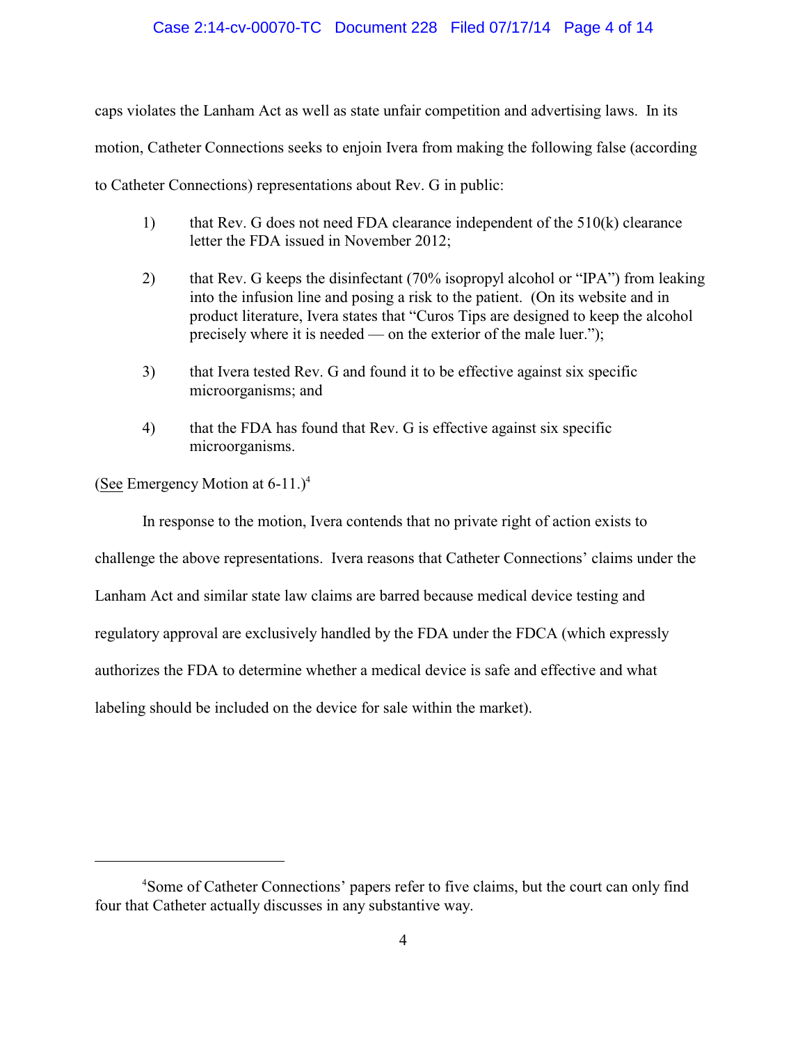caps violates the Lanham Act as well as state unfair competition and advertising laws. In its motion, Catheter Connections seeks to enjoin Ivera from making the following false (according to Catheter Connections) representations about Rev. G in public:

1) that Rev. G does not need FDA clearance independent of the 510(k) clearance letter the FDA issued in November 2012;

2) that Rev. G keeps the disinfectant (70% isopropyl alcohol or "IPA") from leaking into the infusion line and posing a risk to the patient. (On its website and in product literature, Ivera states that "Curos Tips are designed to keep the alcohol precisely where it is needed — on the exterior of the male luer.");

3) that Ivera tested Rev. G and found it to be effective against six specific microorganisms; and

4) that the FDA has found that Rev. G is effective against six specific microorganisms.

(See Emergency Motion at 6-11.)[4]

In response to the motion, Ivera contends that no private right of action exists to challenge the above representations. Ivera reasons that Catheter Connections' claims under the Lanham Act and similar state law claims are barred because medical device testing and regulatory approval are exclusively handled by the FDA under the FDCA (which expressly authorizes the FDA to determine whether a medical device is safe and effective and what labeling should be included on the device for sale within the market).

---

[4] Some of Catheter Connections' papers refer to five claims, but the court can only find four that Catheter actually discusses in any substantive way.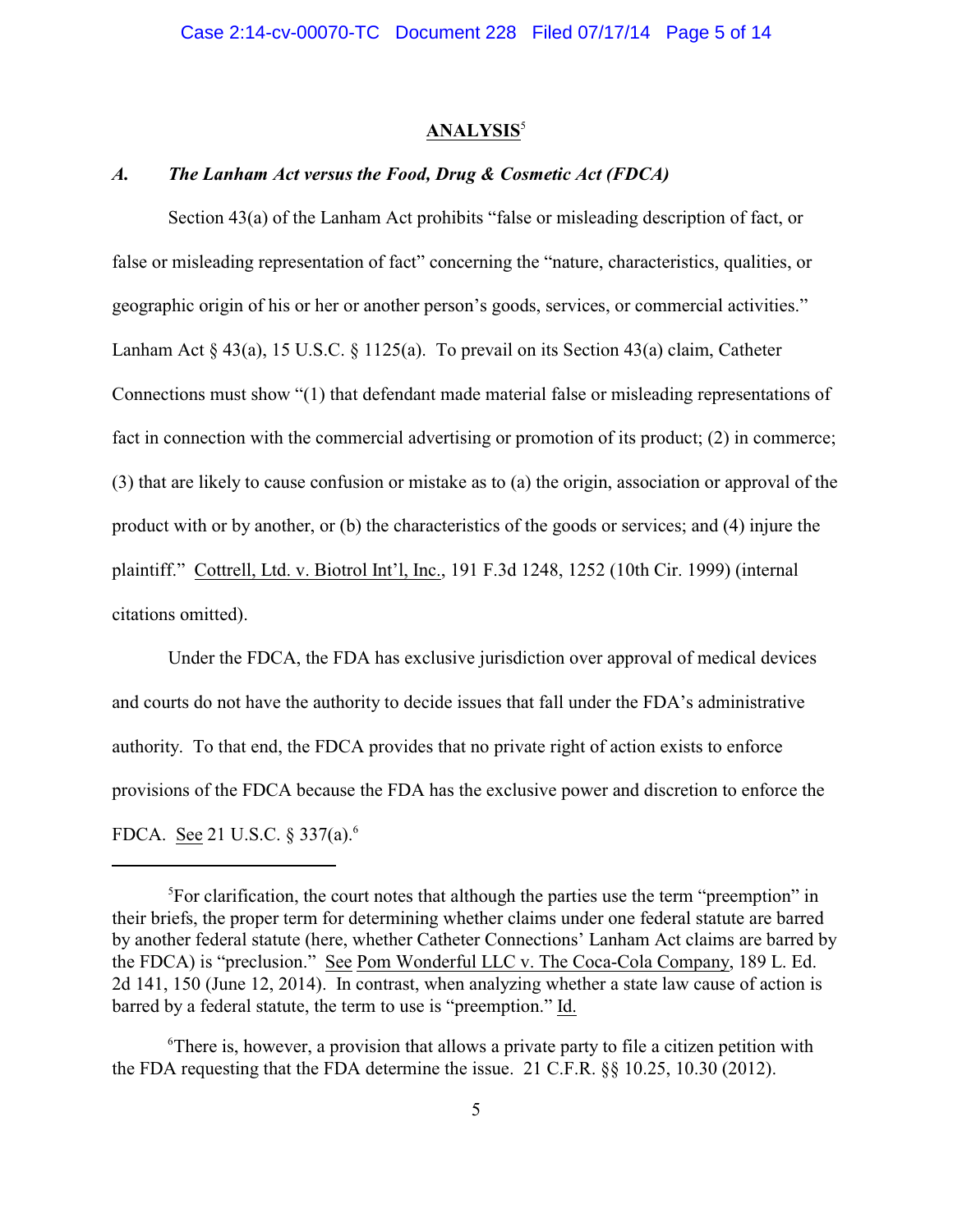## ANALYSIS[5]

### *A. The Lanham Act versus the Food, Drug & Cosmetic Act (FDCA)*

Section 43(a) of the Lanham Act prohibits "false or misleading description of fact, or false or misleading representation of fact" concerning the "nature, characteristics, qualities, or geographic origin of his or her or another person's goods, services, or commercial activities." Lanham Act § 43(a), 15 U.S.C. § 1125(a). To prevail on its Section 43(a) claim, Catheter Connections must show "(1) that defendant made material false or misleading representations of fact in connection with the commercial advertising or promotion of its product; (2) in commerce; (3) that are likely to cause confusion or mistake as to (a) the origin, association or approval of the product with or by another, or (b) the characteristics of the goods or services; and (4) injure the plaintiff." Cottrell, Ltd. v. Biotrol Int'l, Inc., 191 F.3d 1248, 1252 (10th Cir. 1999) (internal citations omitted).

Under the FDCA, the FDA has exclusive jurisdiction over approval of medical devices and courts do not have the authority to decide issues that fall under the FDA's administrative authority. To that end, the FDCA provides that no private right of action exists to enforce provisions of the FDCA because the FDA has the exclusive power and discretion to enforce the FDCA. See 21 U.S.C. § 337(a).[6]

---

[5]For clarification, the court notes that although the parties use the term "preemption" in their briefs, the proper term for determining whether claims under one federal statute are barred by another federal statute (here, whether Catheter Connections' Lanham Act claims are barred by the FDCA) is "preclusion." See Pom Wonderful LLC v. The Coca-Cola Company, 189 L. Ed. 2d 141, 150 (June 12, 2014). In contrast, when analyzing whether a state law cause of action is barred by a federal statute, the term to use is "preemption." Id.

[6]There is, however, a provision that allows a private party to file a citizen petition with the FDA requesting that the FDA determine the issue. 21 C.F.R. §§ 10.25, 10.30 (2012).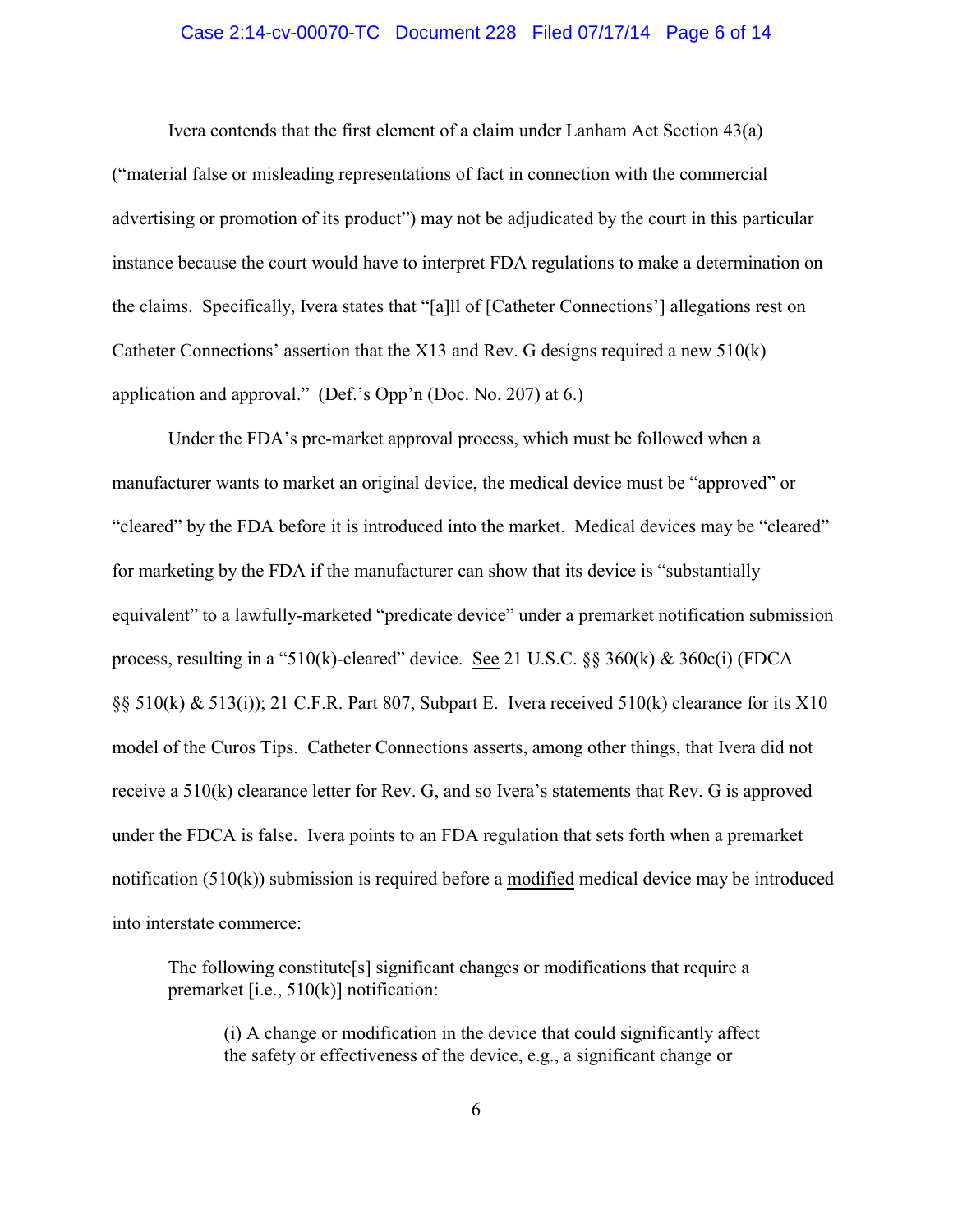Ivera contends that the first element of a claim under Lanham Act Section 43(a) ("material false or misleading representations of fact in connection with the commercial advertising or promotion of its product") may not be adjudicated by the court in this particular instance because the court would have to interpret FDA regulations to make a determination on the claims. Specifically, Ivera states that "[a]ll of [Catheter Connections'] allegations rest on Catheter Connections' assertion that the X13 and Rev. G designs required a new 510(k) application and approval." (Def.'s Opp'n (Doc. No. 207) at 6.)

Under the FDA's pre-market approval process, which must be followed when a manufacturer wants to market an original device, the medical device must be "approved" or "cleared" by the FDA before it is introduced into the market. Medical devices may be "cleared" for marketing by the FDA if the manufacturer can show that its device is "substantially equivalent" to a lawfully-marketed "predicate device" under a premarket notification submission process, resulting in a "510(k)-cleared" device. See 21 U.S.C. §§ 360(k) & 360c(i) (FDCA §§ 510(k) & 513(i)); 21 C.F.R. Part 807, Subpart E. Ivera received 510(k) clearance for its X10 model of the Curos Tips. Catheter Connections asserts, among other things, that Ivera did not receive a 510(k) clearance letter for Rev. G, and so Ivera's statements that Rev. G is approved under the FDCA is false. Ivera points to an FDA regulation that sets forth when a premarket notification (510(k)) submission is required before a modified medical device may be introduced into interstate commerce:

> The following constitute[s] significant changes or modifications that require a premarket [i.e., 510(k)] notification:
>
> > (i) A change or modification in the device that could significantly affect the safety or effectiveness of the device, e.g., a significant change or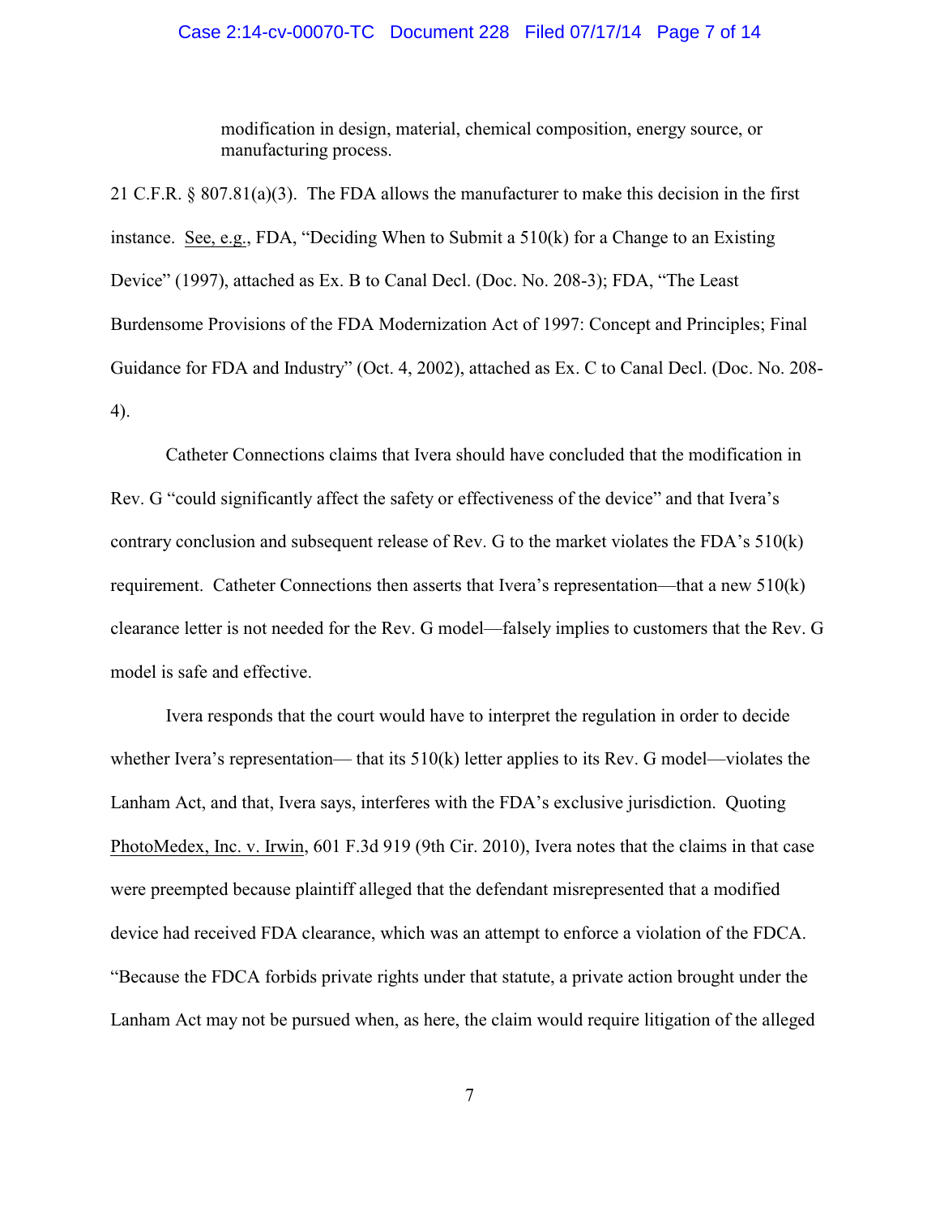> modification in design, material, chemical composition, energy source, or manufacturing process.

21 C.F.R. § 807.81(a)(3). The FDA allows the manufacturer to make this decision in the first instance. See, e.g., FDA, "Deciding When to Submit a 510(k) for a Change to an Existing Device" (1997), attached as Ex. B to Canal Decl. (Doc. No. 208-3); FDA, "The Least Burdensome Provisions of the FDA Modernization Act of 1997: Concept and Principles; Final Guidance for FDA and Industry" (Oct. 4, 2002), attached as Ex. C to Canal Decl. (Doc. No. 208-4).

Catheter Connections claims that Ivera should have concluded that the modification in Rev. G "could significantly affect the safety or effectiveness of the device" and that Ivera's contrary conclusion and subsequent release of Rev. G to the market violates the FDA's 510(k) requirement. Catheter Connections then asserts that Ivera's representation—that a new 510(k) clearance letter is not needed for the Rev. G model—falsely implies to customers that the Rev. G model is safe and effective.

Ivera responds that the court would have to interpret the regulation in order to decide whether Ivera's representation— that its 510(k) letter applies to its Rev. G model—violates the Lanham Act, and that, Ivera says, interferes with the FDA's exclusive jurisdiction. Quoting PhotoMedex, Inc. v. Irwin, 601 F.3d 919 (9th Cir. 2010), Ivera notes that the claims in that case were preempted because plaintiff alleged that the defendant misrepresented that a modified device had received FDA clearance, which was an attempt to enforce a violation of the FDCA. "Because the FDCA forbids private rights under that statute, a private action brought under the Lanham Act may not be pursued when, as here, the claim would require litigation of the alleged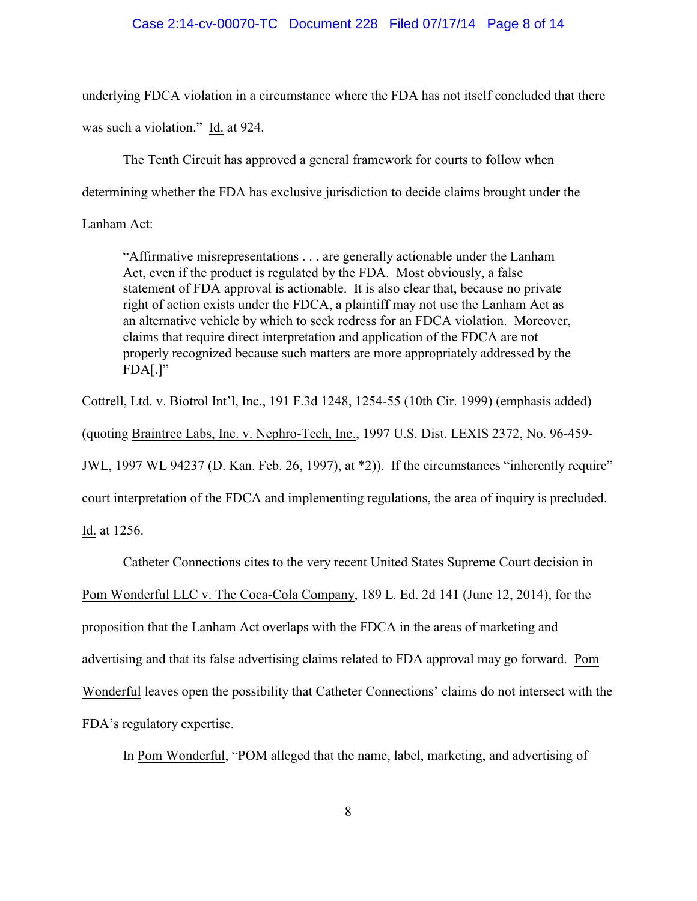underlying FDCA violation in a circumstance where the FDA has not itself concluded that there was such a violation." Id. at 924.

The Tenth Circuit has approved a general framework for courts to follow when determining whether the FDA has exclusive jurisdiction to decide claims brought under the Lanham Act:

> "Affirmative misrepresentations . . . are generally actionable under the Lanham Act, even if the product is regulated by the FDA. Most obviously, a false statement of FDA approval is actionable. It is also clear that, because no private right of action exists under the FDCA, a plaintiff may not use the Lanham Act as an alternative vehicle by which to seek redress for an FDCA violation. Moreover, claims that require direct interpretation and application of the FDCA are not properly recognized because such matters are more appropriately addressed by the FDA[.]"

Cottrell, Ltd. v. Biotrol Int'l, Inc., 191 F.3d 1248, 1254-55 (10th Cir. 1999) (emphasis added) (quoting Braintree Labs, Inc. v. Nephro-Tech, Inc., 1997 U.S. Dist. LEXIS 2372, No. 96-459-JWL, 1997 WL 94237 (D. Kan. Feb. 26, 1997), at *2)). If the circumstances "inherently require" court interpretation of the FDCA and implementing regulations, the area of inquiry is precluded. Id. at 1256.

Catheter Connections cites to the very recent United States Supreme Court decision in Pom Wonderful LLC v. The Coca-Cola Company, 189 L. Ed. 2d 141 (June 12, 2014), for the proposition that the Lanham Act overlaps with the FDCA in the areas of marketing and advertising and that its false advertising claims related to FDA approval may go forward. Pom Wonderful leaves open the possibility that Catheter Connections' claims do not intersect with the FDA's regulatory expertise.

In Pom Wonderful, "POM alleged that the name, label, marketing, and advertising of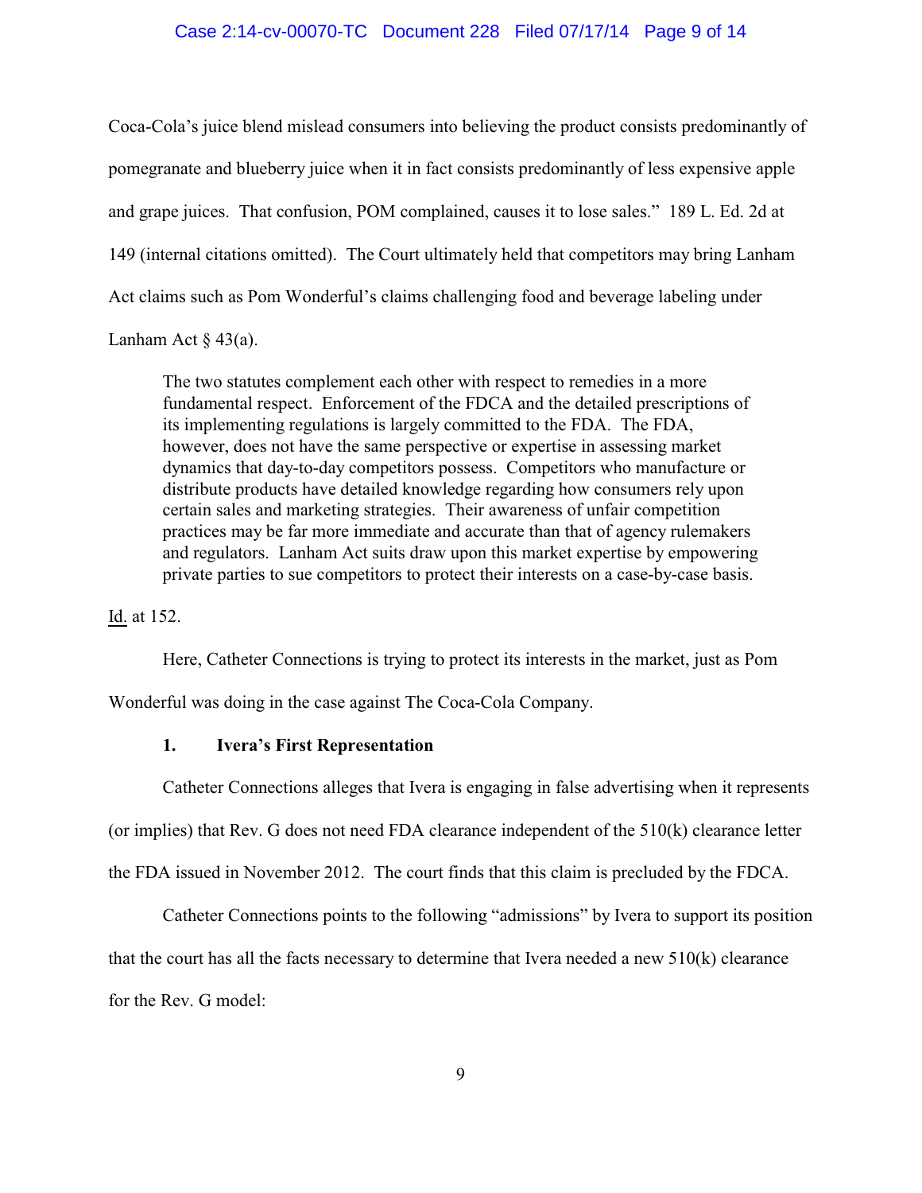Coca-Cola's juice blend mislead consumers into believing the product consists predominantly of pomegranate and blueberry juice when it in fact consists predominantly of less expensive apple and grape juices. That confusion, POM complained, causes it to lose sales." 189 L. Ed. 2d at 149 (internal citations omitted). The Court ultimately held that competitors may bring Lanham Act claims such as Pom Wonderful's claims challenging food and beverage labeling under Lanham Act § 43(a).

> The two statutes complement each other with respect to remedies in a more fundamental respect. Enforcement of the FDCA and the detailed prescriptions of its implementing regulations is largely committed to the FDA. The FDA, however, does not have the same perspective or expertise in assessing market dynamics that day-to-day competitors possess. Competitors who manufacture or distribute products have detailed knowledge regarding how consumers rely upon certain sales and marketing strategies. Their awareness of unfair competition practices may be far more immediate and accurate than that of agency rulemakers and regulators. Lanham Act suits draw upon this market expertise by empowering private parties to sue competitors to protect their interests on a case-by-case basis.

Id. at 152.

Here, Catheter Connections is trying to protect its interests in the market, just as Pom Wonderful was doing in the case against The Coca-Cola Company.

**1. Ivera's First Representation**

Catheter Connections alleges that Ivera is engaging in false advertising when it represents (or implies) that Rev. G does not need FDA clearance independent of the 510(k) clearance letter the FDA issued in November 2012. The court finds that this claim is precluded by the FDCA.

Catheter Connections points to the following "admissions" by Ivera to support its position that the court has all the facts necessary to determine that Ivera needed a new 510(k) clearance for the Rev. G model: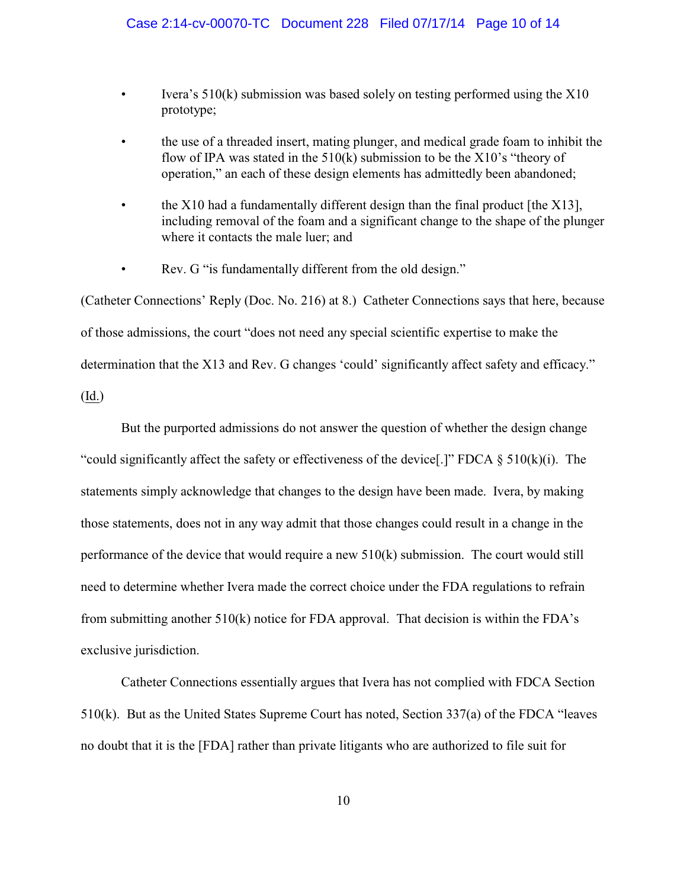- Ivera's 510(k) submission was based solely on testing performed using the X10 prototype;
- the use of a threaded insert, mating plunger, and medical grade foam to inhibit the flow of IPA was stated in the 510(k) submission to be the X10's "theory of operation," an each of these design elements has admittedly been abandoned;
- the X10 had a fundamentally different design than the final product [the X13], including removal of the foam and a significant change to the shape of the plunger where it contacts the male luer; and
- Rev. G "is fundamentally different from the old design."

(Catheter Connections' Reply (Doc. No. 216) at 8.) Catheter Connections says that here, because of those admissions, the court "does not need any special scientific expertise to make the determination that the X13 and Rev. G changes 'could' significantly affect safety and efficacy." (Id.)

But the purported admissions do not answer the question of whether the design change "could significantly affect the safety or effectiveness of the device[.]" FDCA § 510(k)(i). The statements simply acknowledge that changes to the design have been made. Ivera, by making those statements, does not in any way admit that those changes could result in a change in the performance of the device that would require a new 510(k) submission. The court would still need to determine whether Ivera made the correct choice under the FDA regulations to refrain from submitting another 510(k) notice for FDA approval. That decision is within the FDA's exclusive jurisdiction.

Catheter Connections essentially argues that Ivera has not complied with FDCA Section 510(k). But as the United States Supreme Court has noted, Section 337(a) of the FDCA "leaves no doubt that it is the [FDA] rather than private litigants who are authorized to file suit for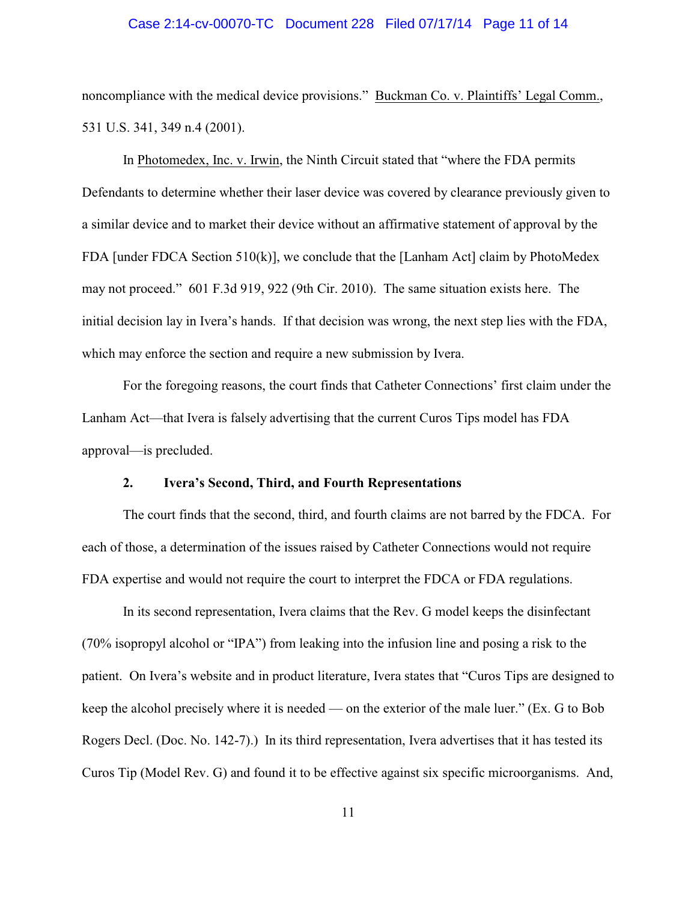noncompliance with the medical device provisions." Buckman Co. v. Plaintiffs' Legal Comm., 531 U.S. 341, 349 n.4 (2001).

In Photomedex, Inc. v. Irwin, the Ninth Circuit stated that "where the FDA permits Defendants to determine whether their laser device was covered by clearance previously given to a similar device and to market their device without an affirmative statement of approval by the FDA [under FDCA Section 510(k)], we conclude that the [Lanham Act] claim by PhotoMedex may not proceed." 601 F.3d 919, 922 (9th Cir. 2010). The same situation exists here. The initial decision lay in Ivera's hands. If that decision was wrong, the next step lies with the FDA, which may enforce the section and require a new submission by Ivera.

For the foregoing reasons, the court finds that Catheter Connections' first claim under the Lanham Act—that Ivera is falsely advertising that the current Curos Tips model has FDA approval—is precluded.

**2. Ivera's Second, Third, and Fourth Representations**

The court finds that the second, third, and fourth claims are not barred by the FDCA. For each of those, a determination of the issues raised by Catheter Connections would not require FDA expertise and would not require the court to interpret the FDCA or FDA regulations.

In its second representation, Ivera claims that the Rev. G model keeps the disinfectant (70% isopropyl alcohol or "IPA") from leaking into the infusion line and posing a risk to the patient. On Ivera's website and in product literature, Ivera states that "Curos Tips are designed to keep the alcohol precisely where it is needed — on the exterior of the male luer." (Ex. G to Bob Rogers Decl. (Doc. No. 142-7).) In its third representation, Ivera advertises that it has tested its Curos Tip (Model Rev. G) and found it to be effective against six specific microorganisms. And,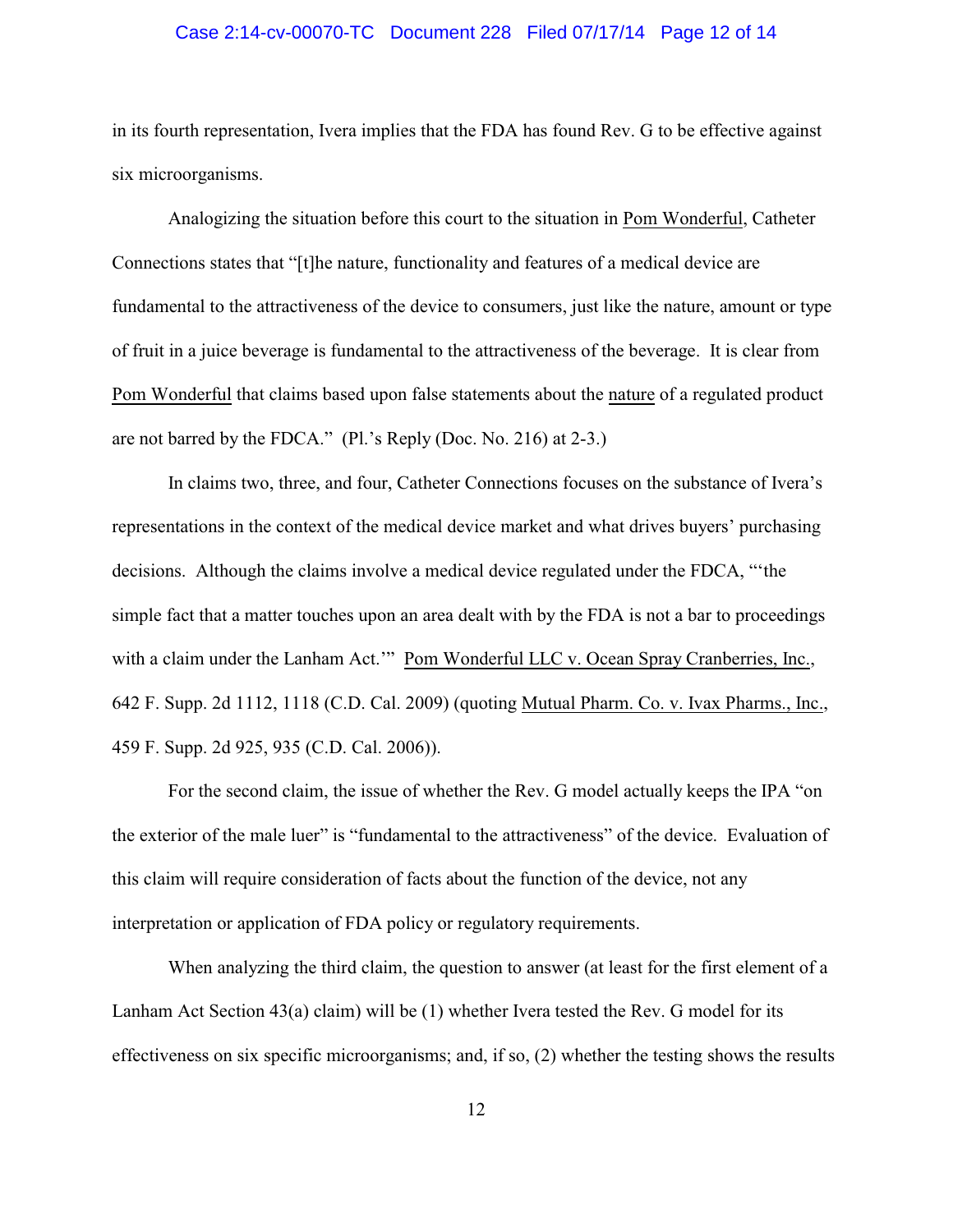in its fourth representation, Ivera implies that the FDA has found Rev. G to be effective against six microorganisms.

Analogizing the situation before this court to the situation in Pom Wonderful, Catheter Connections states that "[t]he nature, functionality and features of a medical device are fundamental to the attractiveness of the device to consumers, just like the nature, amount or type of fruit in a juice beverage is fundamental to the attractiveness of the beverage. It is clear from Pom Wonderful that claims based upon false statements about the nature of a regulated product are not barred by the FDCA." (Pl.'s Reply (Doc. No. 216) at 2-3.)

In claims two, three, and four, Catheter Connections focuses on the substance of Ivera's representations in the context of the medical device market and what drives buyers' purchasing decisions. Although the claims involve a medical device regulated under the FDCA, "'the simple fact that a matter touches upon an area dealt with by the FDA is not a bar to proceedings with a claim under the Lanham Act.'" Pom Wonderful LLC v. Ocean Spray Cranberries, Inc., 642 F. Supp. 2d 1112, 1118 (C.D. Cal. 2009) (quoting Mutual Pharm. Co. v. Ivax Pharms., Inc., 459 F. Supp. 2d 925, 935 (C.D. Cal. 2006)).

For the second claim, the issue of whether the Rev. G model actually keeps the IPA "on the exterior of the male luer" is "fundamental to the attractiveness" of the device. Evaluation of this claim will require consideration of facts about the function of the device, not any interpretation or application of FDA policy or regulatory requirements.

When analyzing the third claim, the question to answer (at least for the first element of a Lanham Act Section 43(a) claim) will be (1) whether Ivera tested the Rev. G model for its effectiveness on six specific microorganisms; and, if so, (2) whether the testing shows the results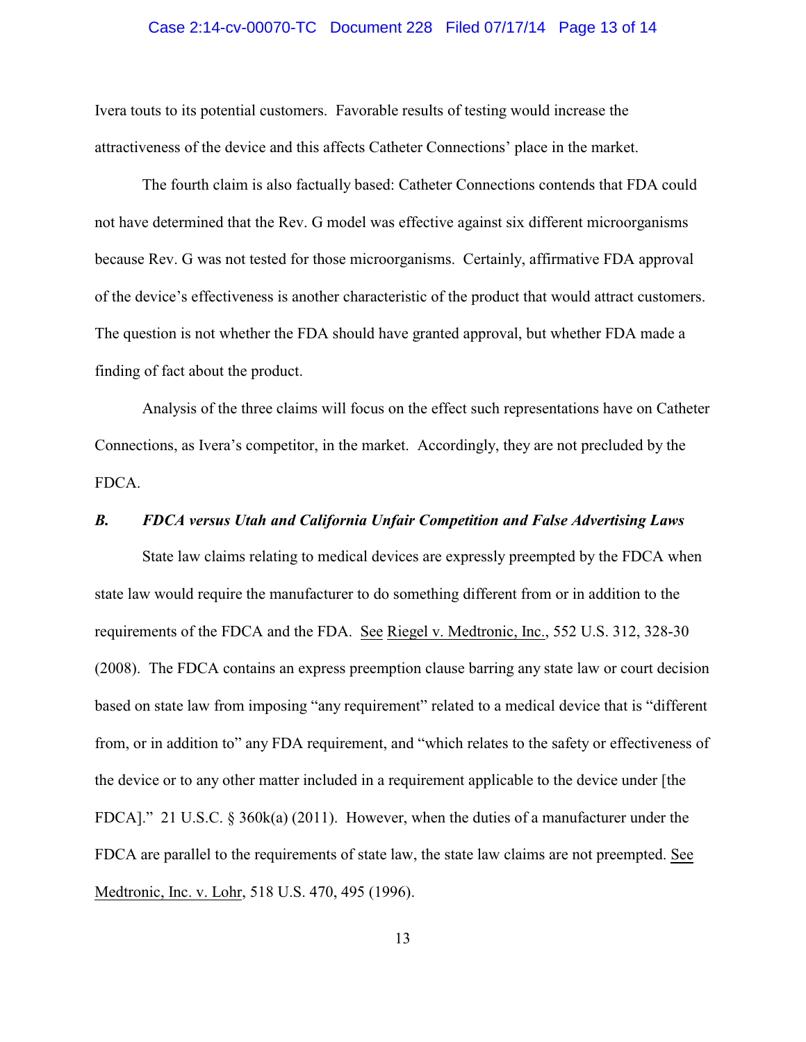Ivera touts to its potential customers. Favorable results of testing would increase the attractiveness of the device and this affects Catheter Connections' place in the market.

The fourth claim is also factually based: Catheter Connections contends that FDA could not have determined that the Rev. G model was effective against six different microorganisms because Rev. G was not tested for those microorganisms. Certainly, affirmative FDA approval of the device's effectiveness is another characteristic of the product that would attract customers. The question is not whether the FDA should have granted approval, but whether FDA made a finding of fact about the product.

Analysis of the three claims will focus on the effect such representations have on Catheter Connections, as Ivera's competitor, in the market. Accordingly, they are not precluded by the FDCA.

### *B. FDCA versus Utah and California Unfair Competition and False Advertising Laws*

State law claims relating to medical devices are expressly preempted by the FDCA when state law would require the manufacturer to do something different from or in addition to the requirements of the FDCA and the FDA. See Riegel v. Medtronic, Inc., 552 U.S. 312, 328-30 (2008). The FDCA contains an express preemption clause barring any state law or court decision based on state law from imposing "any requirement" related to a medical device that is "different from, or in addition to" any FDA requirement, and "which relates to the safety or effectiveness of the device or to any other matter included in a requirement applicable to the device under [the FDCA]." 21 U.S.C. § 360k(a) (2011). However, when the duties of a manufacturer under the FDCA are parallel to the requirements of state law, the state law claims are not preempted. See Medtronic, Inc. v. Lohr, 518 U.S. 470, 495 (1996).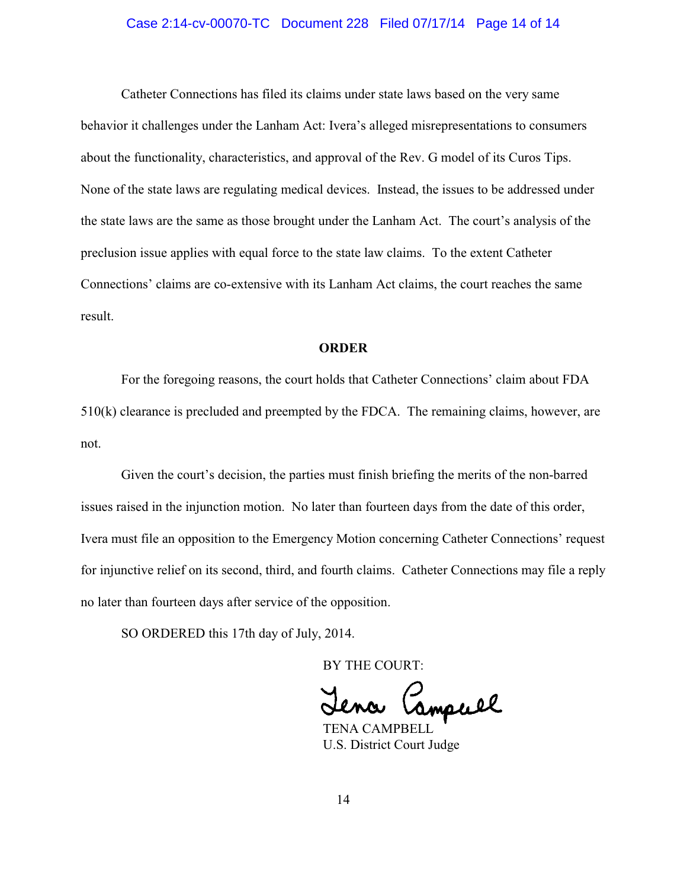Catheter Connections has filed its claims under state laws based on the very same behavior it challenges under the Lanham Act: Ivera's alleged misrepresentations to consumers about the functionality, characteristics, and approval of the Rev. G model of its Curos Tips. None of the state laws are regulating medical devices. Instead, the issues to be addressed under the state laws are the same as those brought under the Lanham Act. The court's analysis of the preclusion issue applies with equal force to the state law claims. To the extent Catheter Connections' claims are co-extensive with its Lanham Act claims, the court reaches the same result.

**ORDER**

For the foregoing reasons, the court holds that Catheter Connections' claim about FDA 510(k) clearance is precluded and preempted by the FDCA. The remaining claims, however, are not.

Given the court's decision, the parties must finish briefing the merits of the non-barred issues raised in the injunction motion. No later than fourteen days from the date of this order, Ivera must file an opposition to the Emergency Motion concerning Catheter Connections' request for injunctive relief on its second, third, and fourth claims. Catheter Connections may file a reply no later than fourteen days after service of the opposition.

SO ORDERED this 17th day of July, 2014.

BY THE COURT:

Tena Campbell

TENA CAMPBELL
U.S. District Court Judge